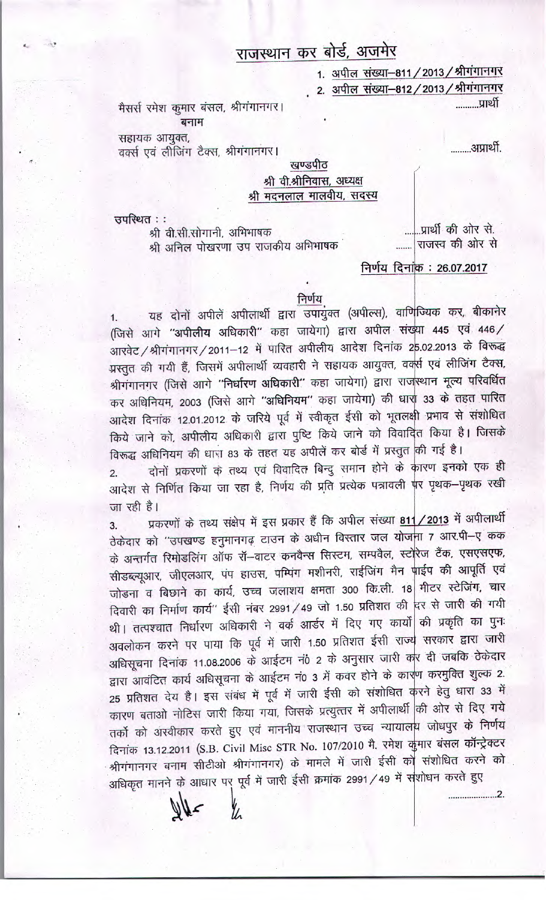# राजस्थान कर बोर्ड, अजमेर

1. अपील संख्या–811 / 2013 / श्रीगंगानगर
2. अपील संख्या–812 / 2013 / श्रीगंगानगर

मैसर्स रमेश कुमार बंसल, श्रीगंगानगर। ..........प्रार्थी

बनाम

सहायक आयुक्त,
वर्क्स एवं लीजिंग टैक्स, श्रीगंगानगर। .........अप्रार्थी.

खण्डपीठ
श्री वी.श्रीनिवास, अध्यक्ष
श्री मदनलाल मालवीय, सदस्य

उपस्थित : :

श्री वी.सी.सोगानी, अभिभाषक .......प्रार्थी की ओर से.
श्री अनिल पोखरणा उप राजकीय अभिभाषक ....... राजस्व की ओर से

निर्णय दिनांक : 26.07.2017

## निर्णय

1. यह दोनों अपीलें अपीलार्थी द्वारा उपायुक्त (अपील्स), वाणिज्यिक कर, बीकानेर (जिसे आगे **"अपीलीय अधिकारी"** कहा जायेगा) द्वारा अपील संख्या 445 एवं 446 / आरवेट / श्रीगंगानगर / 2011–12 में पारित अपीलीय आदेश दिनांक 25.02.2013 के विरूद्ध प्रस्तुत की गयी हैं, जिसमें अपीलार्थी व्यवहारी ने सहायक आयुक्त, वर्क्स एवं लीजिंग टैक्स, श्रीगंगानगर (जिसे आगे **"निर्धारण अधिकारी"** कहा जायेगा) द्वारा राजस्थान मूल्य परिवर्धित कर अधिनियम, 2003 (जिसे आगे **"अधिनियम"** कहा जायेगा) की धारा 33 के तहत पारित आदेश दिनांक 12.01.2012 के जरिये पूर्व में स्वीकृत ईसी को भूतलक्षी प्रभाव से संशोधित किये जाने को, अपीलीय अधिकारी द्वारा पुष्टि किये जाने को विवादित किया है। जिसके विरूद्ध अधिनियम की धारा 83 के तहत यह अपीलें कर बोर्ड में प्रस्तुत की गई है।

2. दोनों प्रकरणों के तथ्य एवं विवादित बिन्दु समान होने के कारण इनको एक ही आदेश से निर्णित किया जा रहा है, निर्णय की प्रति प्रत्येक पत्रावली पर पृथक–पृथक रखी जा रही है।

3. प्रकरणों के तथ्य संक्षेप में इस प्रकार हैं कि अपील संख्या 811 / 2013 में अपीलार्थी ठेकेदार को "उपखण्ड हनुमानगढ़ टाउन के अधीन विस्तार जल योजना 7 आर.पी–ए कक के अन्तर्गत रिमोडलिंग ऑफ रॉ–वाटर कनवैन्स सिस्टम, सम्पवैल, स्टोरेज टैंक, एसएसएफ, सीडब्ल्यूआर, जीएलआर, पंप हाउस, पम्पिंग मशीनरी, राईजिंग मैन पाईप की आपूर्ति एवं जोडना व बिछाने का कार्य, उच्च जलाशय क्षमता 300 कि.ली. 18 मीटर स्टेजिंग, चार दिवारी का निर्माण कार्य" ईसी नंबर 2991 / 49 जो 1.50 प्रतिशत की दर से जारी की गयी थी। तत्पश्चात निर्धारण अधिकारी ने वर्क आर्डर में दिए गए कार्यों की प्रकृति का पुनः अवलोकन करने पर पाया कि पूर्व में जारी 1.50 प्रतिशत ईसी राज्य सरकार द्वारा जारी अधिसूचना दिनांक 11.08.2006 के आईटम नं0 2 के अनुसार जारी कर दी जबकि ठेकेदार द्वारा आवंटित कार्य अधिसूचना के आईटम नं0 3 में कवर होने के कारण करमुक्ति शुल्क 2.25 प्रतिशत देय है। इस संबंध में पूर्व में जारी ईसी को संशोधित करने हेतु धारा 33 में कारण बताओ नोटिस जारी किया गया, जिसके प्रत्युत्तर में अपीलार्थी की ओर से दिए गये तर्कों को अस्वीकार करते हुए एवं माननीय राजस्थान उच्च न्यायालय जोधपुर के निर्णय दिनांक 13.12.2011 (S.B. Civil Misc STR No. 107/2010 मै. रमेश कुमार बंसल कॉन्ट्रेक्टर श्रीगंगानगर बनाम सीटीओ श्रीगंगानगर) के मामले में जारी ईसी को संशोधित करने को अधिकृत मानने के आधार पर पूर्व में जारी ईसी क्रमांक 2991 / 49 में संशोधन करते हुए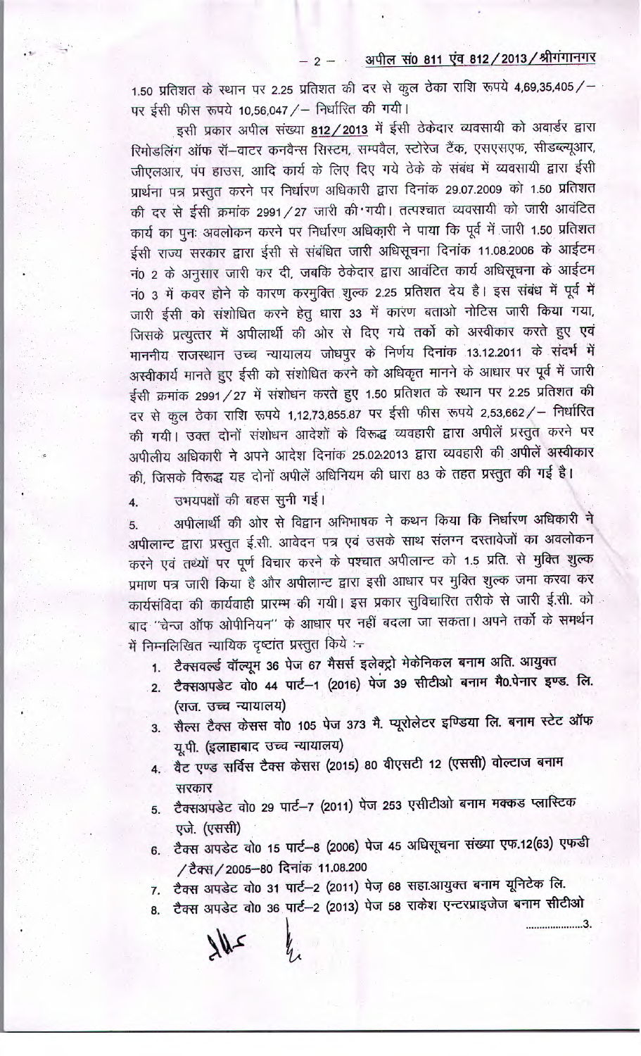1.50 प्रतिशत के स्थान पर 2.25 प्रतिशत की दर से कुल ठेका राशि रूपये 4,69,35,405/- पर ईसी फीस रूपये 10,56,047/- निर्धारित की गयी।

इसी प्रकार अपील संख्या **812/2013** में ईसी ठेकेदार व्यवसायी को अवार्डर द्वारा रिमोडलिंग ऑफ रॉ-वाटर कनवैन्स सिस्टम, सम्पवैल, स्टोरेज टैंक, एसएसएफ, सीडब्ल्यूआर, जीएलआर, पंप हाउस, आदि कार्य के लिए दिए गये ठेके के संबंध में व्यवसायी द्वारा ईसी प्रार्थना पत्र प्रस्तुत करने पर निर्धारण अधिकारी द्वारा दिनांक 29.07.2009 को 1.50 प्रतिशत की दर से ईसी क्रमांक 2991/27 जारी की गयी। तत्पश्चात व्यवसायी को जारी आवंटित कार्य का पुनः अवलोकन करने पर निर्धारण अधिकारी ने पाया कि पूर्व में जारी 1.50 प्रतिशत ईसी राज्य सरकार द्वारा ईसी से संबंधित जारी अधिसूचना दिनांक 11.08.2006 के आईटम नं0 2 के अनुसार जारी कर दी, जबकि ठेकेदार द्वारा आवंटित कार्य अधिसूचना के आईटम नं0 3 में कवर होने के कारण करमुक्ति शुल्क 2.25 प्रतिशत देय है। इस संबंध में पूर्व में जारी ईसी को संशोधित करने हेतु धारा 33 में कारण बताओ नोटिस जारी किया गया, जिसके प्रत्युत्तर में अपीलार्थी की ओर से दिए गये तर्को को अस्वीकार करते हुए एवं माननीय राजस्थान उच्च न्यायालय जोधपुर के निर्णय दिनांक 13.12.2011 के संदर्भ में अस्वीकार्य मानते हुए ईसी को संशोधित करने को अधिकृत मानने के आधार पर पूर्व में जारी ईसी क्रमांक 2991/27 में संशोधन करते हुए 1.50 प्रतिशत के स्थान पर 2.25 प्रतिशत की दर से कुल ठेका राशि रूपये 1,12,73,855.87 पर ईसी फीस रूपये 2,53,662/- निर्धारित की गयी। उक्त दोनों संशोधन आदेशों के विरूद्ध व्यवहारी द्वारा अपीलें प्रस्तुत करने पर अपीलीय अधिकारी ने अपने आदेश दिनांक 25.02.2013 द्वारा व्यवहारी की अपीलें अस्वीकार की, जिसके विरूद्ध यह दोनों अपीलें अधिनियम की धारा 83 के तहत प्रस्तुत की गई है।

4. उभयपक्षों की बहस सुनी गई।

5. अपीलार्थी की ओर से विद्वान अभिभाषक ने कथन किया कि निर्धारण अधिकारी ने अपीलान्ट द्वारा प्रस्तुत ई.सी. आवेदन पत्र एवं उसके साथ संलग्न दस्तावेजों का अवलोकन करने एवं तथ्यों पर पूर्ण विचार करने के पश्चात अपीलान्ट को 1.5 प्रति. से मुक्ति शुल्क प्रमाण पत्र जारी किया है और अपीलान्ट द्वारा इसी आधार पर मुक्ति शुल्क जमा करवा कर कार्यसंविदा की कार्यवाही प्रारम्भ की गयी। इस प्रकार सुविचारित तरीके से जारी ई.सी. को बाद "चेन्ज ऑफ ओपीनियन" के आधार पर नहीं बदला जा सकता। अपने तर्को के समर्थन में निम्नलिखित न्यायिक दृष्टांत प्रस्तुत किये :-

1. **टैक्सवर्ल्ड वॉल्यूम 36 पेज 67 मैसर्स इलेक्ट्रो मेकेनिकल बनाम अति. आयुक्त**
2. **टैक्सअपडेट वो0 44 पार्ट-1 (2016) पेज 39 सीटीओ बनाम मै0.पेनार इण्ड. लि. (राज. उच्च न्यायालय)**
3. **सैल्स टैक्स केसस वो0 105 पेज 373 मै. प्यूरोलेटर इण्डिया लि. बनाम स्टेट ऑफ यू.पी. (इलाहाबाद उच्च न्यायालय)**
4. **वैट एण्ड सर्विस टैक्स केसस (2015) 80 वीएसटी 12 (एससी) वोल्टाज बनाम सरकार**
5. **टैक्सअपडेट वो0 29 पार्ट-7 (2011) पेज 253 एसीटीओ बनाम मक्कड प्लास्टिक एजे. (एससी)**
6. **टैक्स अपडेट वो0 15 पार्ट-8 (2006) पेज 45 अधिसूचना संख्या एफ.12(63) एफडी /टैक्स/2005-80 दिनांक 11.08.200**
7. **टैक्स अपडेट वो0 31 पार्ट-2 (2011) पेज 68 सहा.आयुक्त बनाम यूनिटेक लि.**
8. **टैक्स अपडेट वो0 36 पार्ट-2 (2013) पेज 58 राकेश एन्टरप्राइजेज बनाम सीटीओ**

.....................3.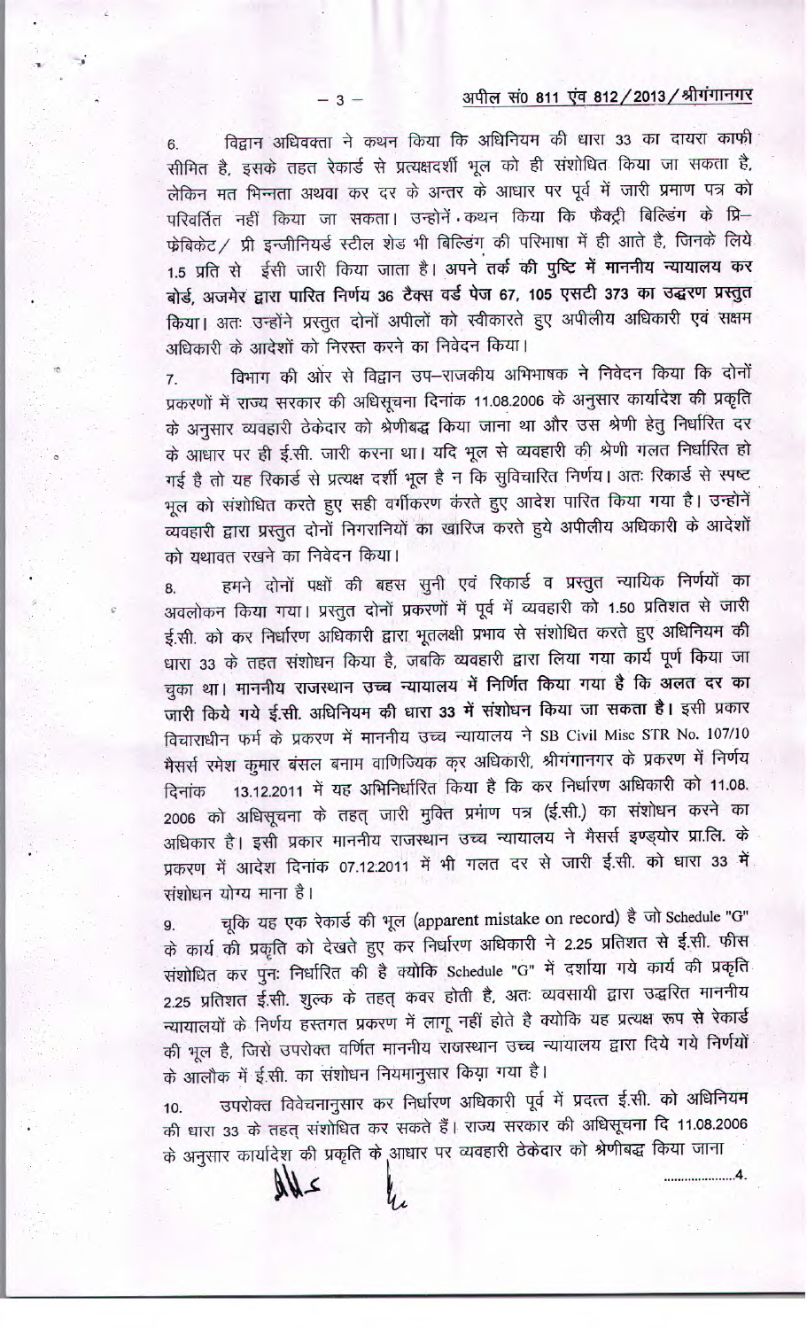6. विद्वान अधिवक्ता ने कथन किया कि अधिनियम की धारा 33 का दायरा काफी सीमित है, इसके तहत रेकार्ड से प्रत्यक्षदर्शी भूल को ही संशोधित किया जा सकता है, लेकिन मत भिन्नता अथवा कर दर के अन्तर के आधार पर पूर्व में जारी प्रमाण पत्र को परिवर्तित नहीं किया जा सकता। उन्होंने कथन किया कि फैक्ट्री बिल्डिंग के प्रि-फेब्रिकेट / प्री इन्जीनियर्ड स्टील शेड भी बिल्डिंग की परिभाषा में ही आते है, जिनके लिये 1.5 प्रति से ईसी जारी किया जाता है। **अपने तर्क की पुष्टि में माननीय न्यायालय कर बोर्ड, अजमेर द्वारा पारित निर्णय 36 टैक्स वर्ड पेज 67, 105 एसटी 373 का उद्धरण प्रस्तुत** किया। अतः उन्होंने प्रस्तुत दोनों अपीलों को स्वीकारते हुए अपीलीय अधिकारी एवं सक्षम अधिकारी के आदेशों को निरस्त करने का निवेदन किया।

7. विभाग की ओर से विद्वान उप-राजकीय अभिभाषक ने निवेदन किया कि दोनों प्रकरणों में राज्य सरकार की अधिसूचना दिनांक 11.08.2006 के अनुसार कार्यादेश की प्रकृति के अनुसार व्यवहारी ठेकेदार को श्रेणीबद्ध किया जाना था और उस श्रेणी हेतु निर्धारित दर के आधार पर ही ई.सी. जारी करना था। यदि भूल से व्यवहारी की श्रेणी गलत निर्धारित हो गई है तो यह रिकार्ड से प्रत्यक्ष दर्शी भूल है न कि सुविचारित निर्णय। अतः रिकार्ड से स्पष्ट भूल को संशोधित करते हुए सही वर्गीकरण करते हुए आदेश पारित किया गया है। उन्होंने व्यवहारी द्वारा प्रस्तुत दोनों निगरानियों का खारिज करते हुये अपीलीय अधिकारी के आदेशों को यथावत रखने का निवेदन किया।

8. हमने दोनों पक्षों की बहस सुनी एवं रिकार्ड व प्रस्तुत न्यायिक निर्णयों का अवलोकन किया गया। प्रस्तुत दोनों प्रकरणों में पूर्व में व्यवहारी को 1.50 प्रतिशत से जारी ई.सी. को कर निर्धारण अधिकारी द्वारा भूतलक्षी प्रभाव से संशोधित करते हुए अधिनियम की धारा 33 के तहत संशोधन किया है, जबकि व्यवहारी द्वारा लिया गया कार्य पूर्ण किया जा चुका था। **माननीय राजस्थान उच्च न्यायालय में निर्णित किया गया है कि अलत दर का जारी किये गये ई.सी. अधिनियम की धारा 33 में संशोधन किया जा सकता है।** इसी प्रकार विचाराधीन फर्म के प्रकरण में माननीय उच्च न्यायालय ने SB Civil Misc STR No. 107/10 मैसर्स रमेश कुमार बंसल बनाम वाणिज्यिक कर अधिकारी, श्रीगंगानगर के प्रकरण में निर्णय दिनांक 13.12.2011 में यह अभिनिर्धारित किया है कि कर निर्धारण अधिकारी को 11.08.2006 को अधिसूचना के तहत् जारी मुक्ति प्रमाण पत्र (ई.सी.) का संशोधन करने का अधिकार है। इसी प्रकार माननीय राजस्थान उच्च न्यायालय ने मैसर्स इण्ड्योर प्रा.लि. के प्रकरण में आदेश दिनांक 07.12.2011 में भी गलत दर से जारी ई.सी. को धारा 33 में संशोधन योग्य माना है।

9. चूकि यह एक रेकार्ड की भूल (apparent mistake on record) है जो Schedule "G" के कार्य की प्रकृति को देखते हुए कर निर्धारण अधिकारी ने 2.25 प्रतिशत से ई.सी. फीस संशोधित कर पुनः निर्धारित की है क्योंकि Schedule "G" में दर्शाया गये कार्य की प्रकृति 2.25 प्रतिशत ई.सी. शुल्क के तहत् कवर होती है, अतः व्यवसायी द्वारा उद्धरित माननीय न्यायालयों के निर्णय हस्तगत प्रकरण में लागू नहीं होते है क्योंकि यह प्रत्यक्ष रूप से रेकार्ड की भूल है, जिसे उपरोक्त वर्णित माननीय राजस्थान उच्च न्यायालय द्वारा दिये गये निर्णयों के आलौक में ई.सी. का संशोधन नियमानुसार किया गया है।

10. उपरोक्त विवेचनानुसार कर निर्धारण अधिकारी पूर्व में प्रदत्त ई.सी. को अधिनियम की धारा 33 के तहत् संशोधित कर सकते हैं। राज्य सरकार की अधिसूचना दि 11.08.2006 के अनुसार कार्यादेश की प्रकृति के आधार पर व्यवहारी ठेकेदार को श्रेणीबद्ध किया जाना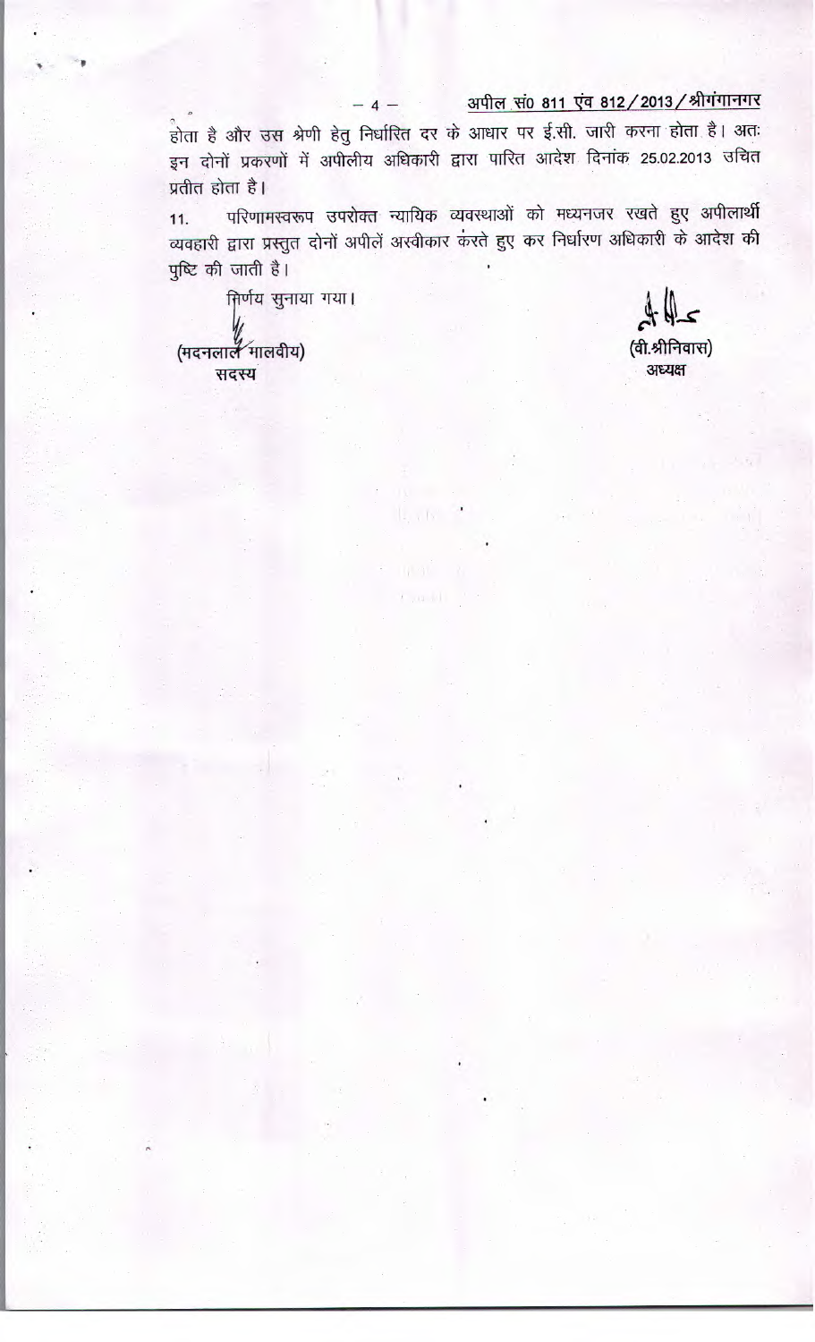होता है और उस श्रेणी हेतु निर्धारित दर के आधार पर ई.सी. जारी करना होता है। अतः इन दोनों प्रकरणों में अपीलीय अधिकारी द्वारा पारित आदेश दिनांक 25.02.2013 उचित प्रतीत होता है।

11. परिणामस्वरूप उपरोक्त न्यायिक व्यवस्थाओं को मध्यनजर रखते हुए अपीलार्थी व्यवहारी द्वारा प्रस्तुत दोनों अपीलें अस्वीकार करते हुए कर निर्धारण अधिकारी के आदेश की पुष्टि की जाती है।

निर्णय सुनाया गया।

(मदनलाल मालवीय)
सदस्य

(वी.श्रीनिवास)
अध्यक्ष